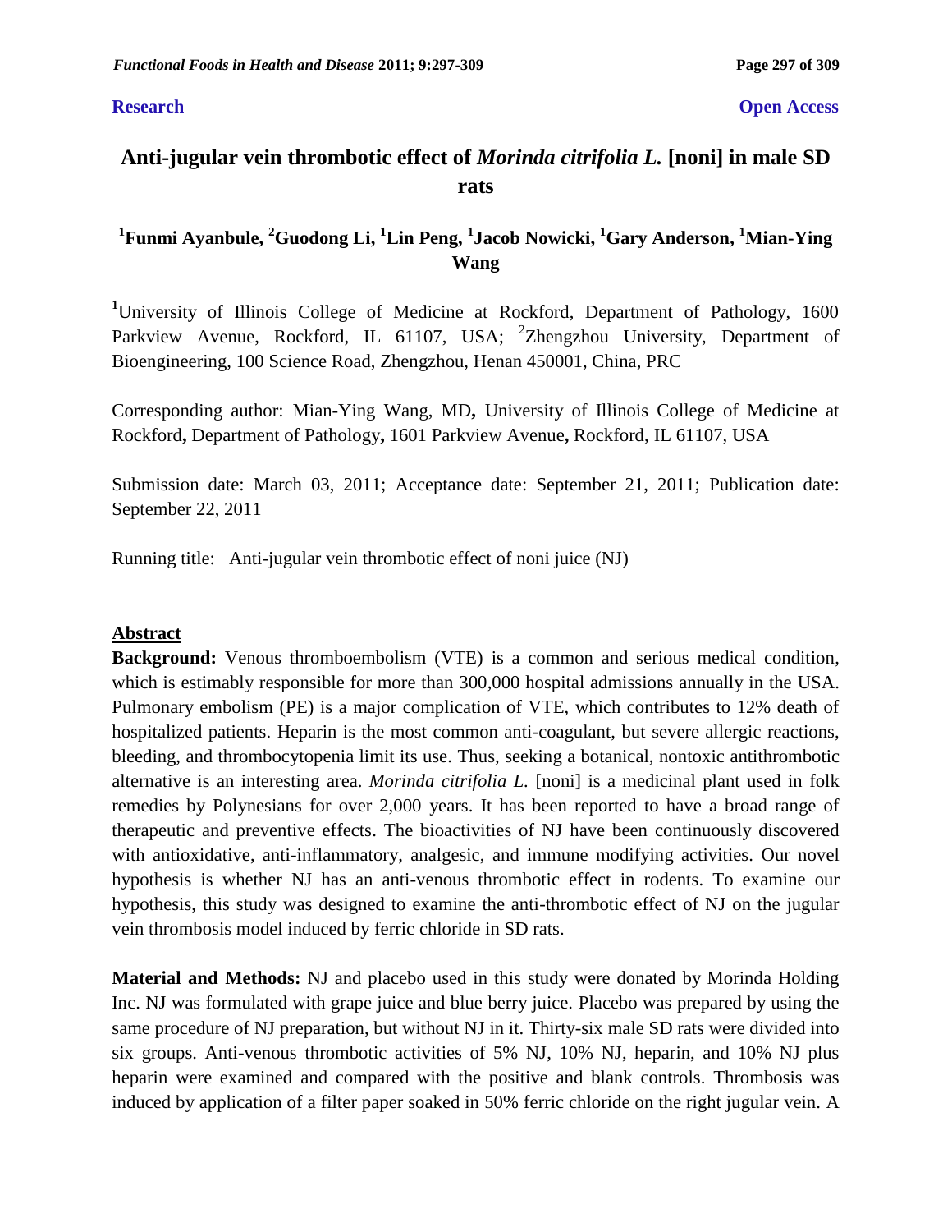**Research** **Open Access**

# Anti-jugular vein thrombotic effect of *Morinda citrifolia L.* [noni] in male SD rats

**[1]Funmi Ayanbule, [2]Guodong Li, [1]Lin Peng, [1]Jacob Nowicki, [1]Gary Anderson, [1]Mian-Ying Wang**

[1]University of Illinois College of Medicine at Rockford, Department of Pathology, 1600 Parkview Avenue, Rockford, IL 61107, USA; [2]Zhengzhou University, Department of Bioengineering, 100 Science Road, Zhengzhou, Henan 450001, China, PRC

Corresponding author: Mian-Ying Wang, MD**,** University of Illinois College of Medicine at Rockford**,** Department of Pathology**,** 1601 Parkview Avenue**,** Rockford, IL 61107, USA

Submission date: March 03, 2011; Acceptance date: September 21, 2011; Publication date: September 22, 2011

Running title: Anti-jugular vein thrombotic effect of noni juice (NJ)

## Abstract

**Background:** Venous thromboembolism (VTE) is a common and serious medical condition, which is estimably responsible for more than 300,000 hospital admissions annually in the USA. Pulmonary embolism (PE) is a major complication of VTE, which contributes to 12% death of hospitalized patients. Heparin is the most common anti-coagulant, but severe allergic reactions, bleeding, and thrombocytopenia limit its use. Thus, seeking a botanical, nontoxic antithrombotic alternative is an interesting area. *Morinda citrifolia L.* [noni] is a medicinal plant used in folk remedies by Polynesians for over 2,000 years. It has been reported to have a broad range of therapeutic and preventive effects. The bioactivities of NJ have been continuously discovered with antioxidative, anti-inflammatory, analgesic, and immune modifying activities. Our novel hypothesis is whether NJ has an anti-venous thrombotic effect in rodents. To examine our hypothesis, this study was designed to examine the anti-thrombotic effect of NJ on the jugular vein thrombosis model induced by ferric chloride in SD rats.

**Material and Methods:** NJ and placebo used in this study were donated by Morinda Holding Inc. NJ was formulated with grape juice and blue berry juice. Placebo was prepared by using the same procedure of NJ preparation, but without NJ in it. Thirty-six male SD rats were divided into six groups. Anti-venous thrombotic activities of 5% NJ, 10% NJ, heparin, and 10% NJ plus heparin were examined and compared with the positive and blank controls. Thrombosis was induced by application of a filter paper soaked in 50% ferric chloride on the right jugular vein. A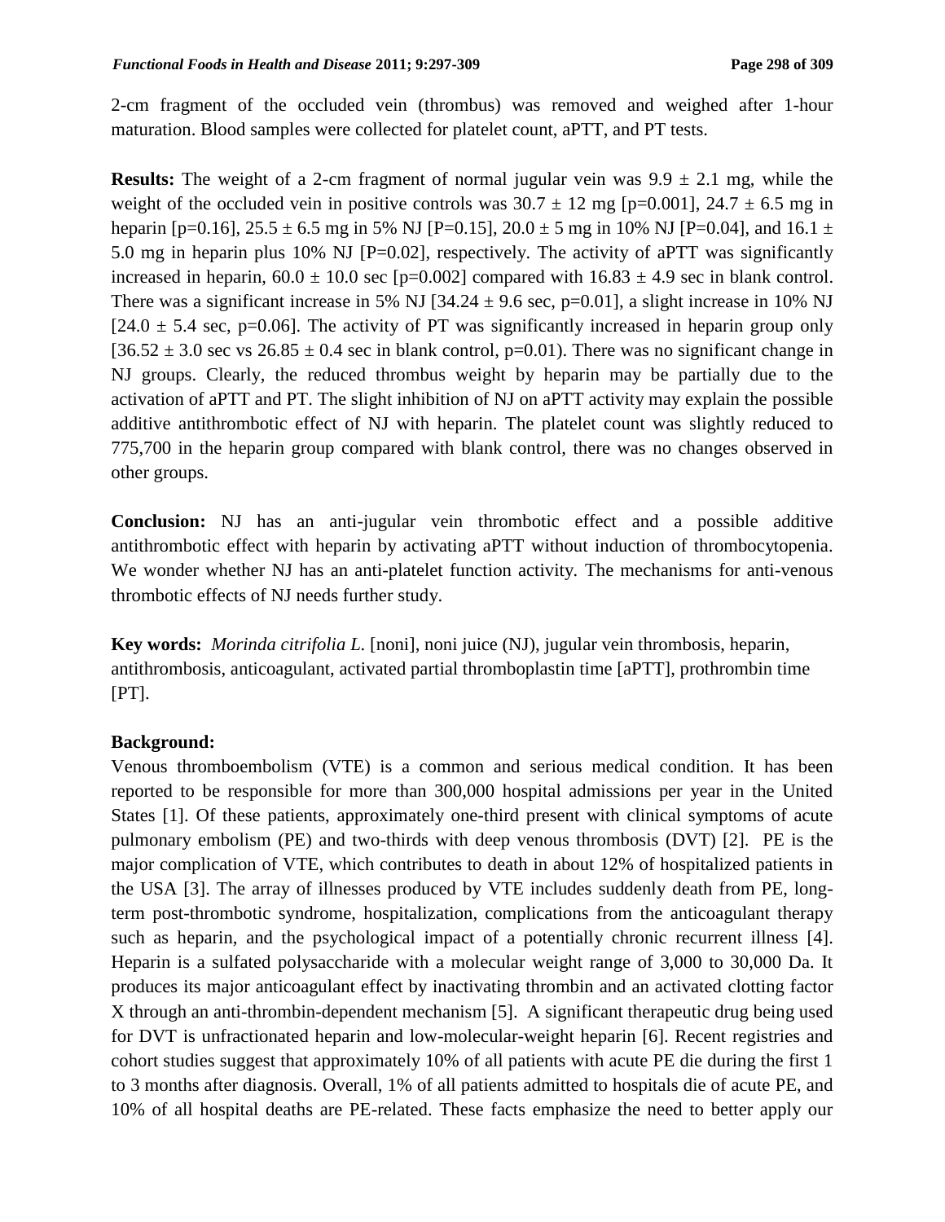2-cm fragment of the occluded vein (thrombus) was removed and weighed after 1-hour maturation. Blood samples were collected for platelet count, aPTT, and PT tests.

**Results:** The weight of a 2-cm fragment of normal jugular vein was $9.9 \pm 2.1$ mg, while the weight of the occluded vein in positive controls was $30.7 \pm 12$ mg [p=0.001], $24.7 \pm 6.5$ mg in heparin [p=0.16], $25.5 \pm 6.5$ mg in 5% NJ [P=0.15], $20.0 \pm 5$ mg in 10% NJ [P=0.04], and $16.1 \pm 5.0$ mg in heparin plus 10% NJ [P=0.02], respectively. The activity of aPTT was significantly increased in heparin, $60.0 \pm 10.0$ sec [p=0.002] compared with $16.83 \pm 4.9$ sec in blank control. There was a significant increase in 5% NJ [$34.24 \pm 9.6$ sec, p=0.01], a slight increase in 10% NJ [$24.0 \pm 5.4$ sec, p=0.06]. The activity of PT was significantly increased in heparin group only [$36.52 \pm 3.0$ sec vs $26.85 \pm 0.4$ sec in blank control, p=0.01). There was no significant change in NJ groups. Clearly, the reduced thrombus weight by heparin may be partially due to the activation of aPTT and PT. The slight inhibition of NJ on aPTT activity may explain the possible additive antithrombotic effect of NJ with heparin. The platelet count was slightly reduced to 775,700 in the heparin group compared with blank control, there was no changes observed in other groups.

**Conclusion:** NJ has an anti-jugular vein thrombotic effect and a possible additive antithrombotic effect with heparin by activating aPTT without induction of thrombocytopenia. We wonder whether NJ has an anti-platelet function activity. The mechanisms for anti-venous thrombotic effects of NJ needs further study.

**Key words:** *Morinda citrifolia L.* [noni], noni juice (NJ), jugular vein thrombosis, heparin, antithrombosis, anticoagulant, activated partial thromboplastin time [aPTT], prothrombin time [PT].

## Background:

Venous thromboembolism (VTE) is a common and serious medical condition. It has been reported to be responsible for more than 300,000 hospital admissions per year in the United States [1]. Of these patients, approximately one-third present with clinical symptoms of acute pulmonary embolism (PE) and two-thirds with deep venous thrombosis (DVT) [2]. PE is the major complication of VTE, which contributes to death in about 12% of hospitalized patients in the USA [3]. The array of illnesses produced by VTE includes suddenly death from PE, long-term post-thrombotic syndrome, hospitalization, complications from the anticoagulant therapy such as heparin, and the psychological impact of a potentially chronic recurrent illness [4]. Heparin is a sulfated polysaccharide with a molecular weight range of 3,000 to 30,000 Da. It produces its major anticoagulant effect by inactivating thrombin and an activated clotting factor X through an anti-thrombin-dependent mechanism [5]. A significant therapeutic drug being used for DVT is unfractionated heparin and low-molecular-weight heparin [6]. Recent registries and cohort studies suggest that approximately 10% of all patients with acute PE die during the first 1 to 3 months after diagnosis. Overall, 1% of all patients admitted to hospitals die of acute PE, and 10% of all hospital deaths are PE-related. These facts emphasize the need to better apply our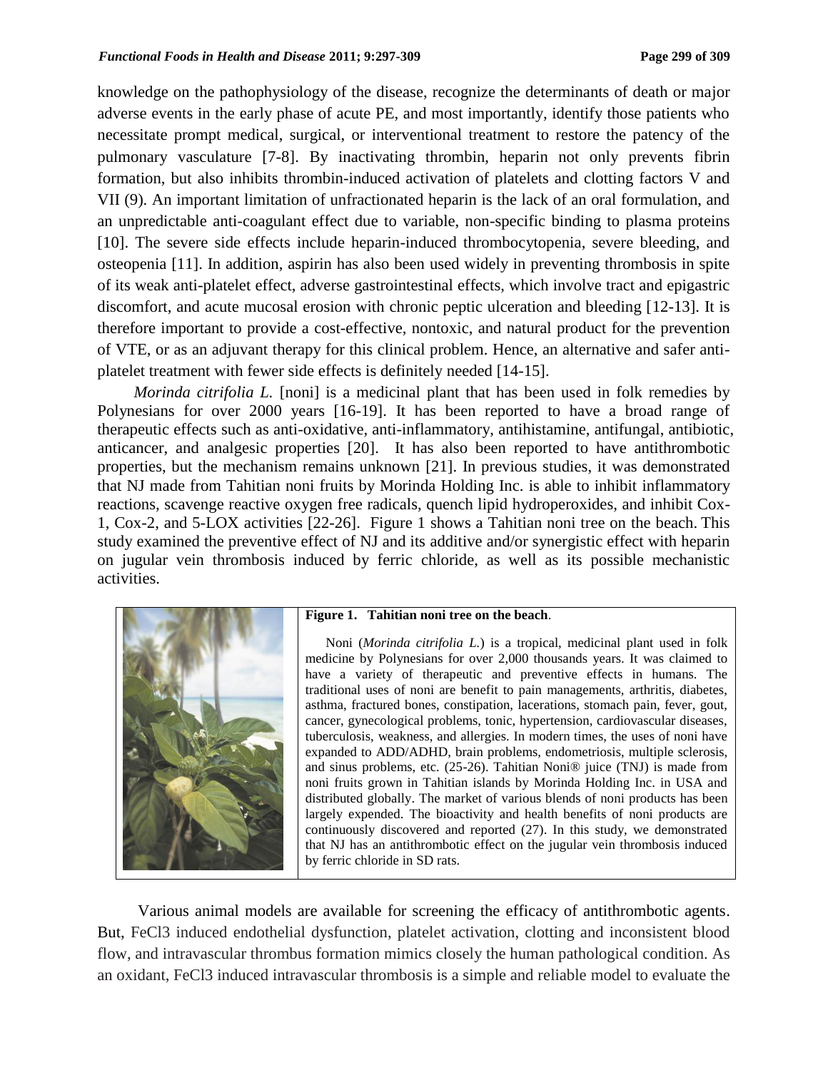knowledge on the pathophysiology of the disease, recognize the determinants of death or major adverse events in the early phase of acute PE, and most importantly, identify those patients who necessitate prompt medical, surgical, or interventional treatment to restore the patency of the pulmonary vasculature [7-8]. By inactivating thrombin, heparin not only prevents fibrin formation, but also inhibits thrombin-induced activation of platelets and clotting factors V and VII (9). An important limitation of unfractionated heparin is the lack of an oral formulation, and an unpredictable anti-coagulant effect due to variable, non-specific binding to plasma proteins [10]. The severe side effects include heparin-induced thrombocytopenia, severe bleeding, and osteopenia [11]. In addition, aspirin has also been used widely in preventing thrombosis in spite of its weak anti-platelet effect, adverse gastrointestinal effects, which involve tract and epigastric discomfort, and acute mucosal erosion with chronic peptic ulceration and bleeding [12-13]. It is therefore important to provide a cost-effective, nontoxic, and natural product for the prevention of VTE, or as an adjuvant therapy for this clinical problem. Hence, an alternative and safer anti-platelet treatment with fewer side effects is definitely needed [14-15].

*Morinda citrifolia L.* [noni] is a medicinal plant that has been used in folk remedies by Polynesians for over 2000 years [16-19]. It has been reported to have a broad range of therapeutic effects such as anti-oxidative, anti-inflammatory, antihistamine, antifungal, antibiotic, anticancer, and analgesic properties [20]. It has also been reported to have antithrombotic properties, but the mechanism remains unknown [21]. In previous studies, it was demonstrated that NJ made from Tahitian noni fruits by Morinda Holding Inc. is able to inhibit inflammatory reactions, scavenge reactive oxygen free radicals, quench lipid hydroperoxides, and inhibit Cox-1, Cox-2, and 5-LOX activities [22-26]. Figure 1 shows a Tahitian noni tree on the beach. This study examined the preventive effect of NJ and its additive and/or synergistic effect with heparin on jugular vein thrombosis induced by ferric chloride, as well as its possible mechanistic activities.

**Figure 1. Tahitian noni tree on the beach**.

Noni (*Morinda citrifolia L.*) is a tropical, medicinal plant used in folk medicine by Polynesians for over 2,000 thousands years. It was claimed to have a variety of therapeutic and preventive effects in humans. The traditional uses of noni are benefit to pain managements, arthritis, diabetes, asthma, fractured bones, constipation, lacerations, stomach pain, fever, gout, cancer, gynecological problems, tonic, hypertension, cardiovascular diseases, tuberculosis, weakness, and allergies. In modern times, the uses of noni have expanded to ADD/ADHD, brain problems, endometriosis, multiple sclerosis, and sinus problems, etc. (25-26). Tahitian Noni® juice (TNJ) is made from noni fruits grown in Tahitian islands by Morinda Holding Inc. in USA and distributed globally. The market of various blends of noni products has been largely expended. The bioactivity and health benefits of noni products are continuously discovered and reported (27). In this study, we demonstrated that NJ has an antithrombotic effect on the jugular vein thrombosis induced by ferric chloride in SD rats.

Various animal models are available for screening the efficacy of antithrombotic agents. But, $FeCl_3$ induced endothelial dysfunction, platelet activation, clotting and inconsistent blood flow, and intravascular thrombus formation mimics closely the human pathological condition. As an oxidant, $FeCl_3$ induced intravascular thrombosis is a simple and reliable model to evaluate the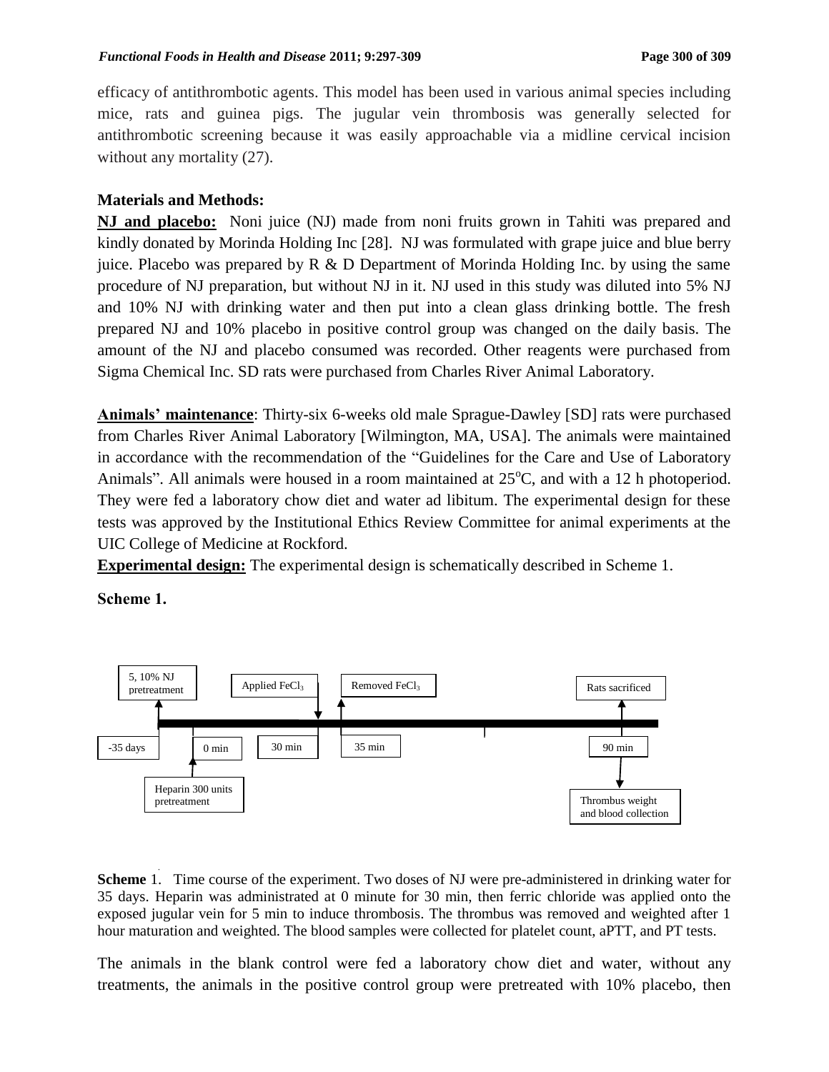efficacy of antithrombotic agents. This model has been used in various animal species including mice, rats and guinea pigs. The jugular vein thrombosis was generally selected for antithrombotic screening because it was easily approachable via a midline cervical incision without any mortality (27).

**Materials and Methods:**

**NJ and placebo:** Noni juice (NJ) made from noni fruits grown in Tahiti was prepared and kindly donated by Morinda Holding Inc [28]. NJ was formulated with grape juice and blue berry juice. Placebo was prepared by R & D Department of Morinda Holding Inc. by using the same procedure of NJ preparation, but without NJ in it. NJ used in this study was diluted into 5% NJ and 10% NJ with drinking water and then put into a clean glass drinking bottle. The fresh prepared NJ and 10% placebo in positive control group was changed on the daily basis. The amount of the NJ and placebo consumed was recorded. Other reagents were purchased from Sigma Chemical Inc. SD rats were purchased from Charles River Animal Laboratory.

**Animals' maintenance**: Thirty-six 6-weeks old male Sprague-Dawley [SD] rats were purchased from Charles River Animal Laboratory [Wilmington, MA, USA]. The animals were maintained in accordance with the recommendation of the "Guidelines for the Care and Use of Laboratory Animals". All animals were housed in a room maintained at 25°C, and with a 12 h photoperiod. They were fed a laboratory chow diet and water ad libitum. The experimental design for these tests was approved by the Institutional Ethics Review Committee for animal experiments at the UIC College of Medicine at Rockford.

**Experimental design:** The experimental design is schematically described in Scheme 1.

**Scheme 1.**

5, 10% NJ pretreatment (-35 days) → Heparin 300 units pretreatment (0 min) → Applied $FeCl_3$ (30 min) → Removed $FeCl_3$ (35 min) → Rats sacrificed; Thrombus weight and blood collection (90 min)

**Scheme** 1. Time course of the experiment. Two doses of NJ were pre-administered in drinking water for 35 days. Heparin was administrated at 0 minute for 30 min, then ferric chloride was applied onto the exposed jugular vein for 5 min to induce thrombosis. The thrombus was removed and weighted after 1 hour maturation and weighted. The blood samples were collected for platelet count, aPTT, and PT tests.

The animals in the blank control were fed a laboratory chow diet and water, without any treatments, the animals in the positive control group were pretreated with 10% placebo, then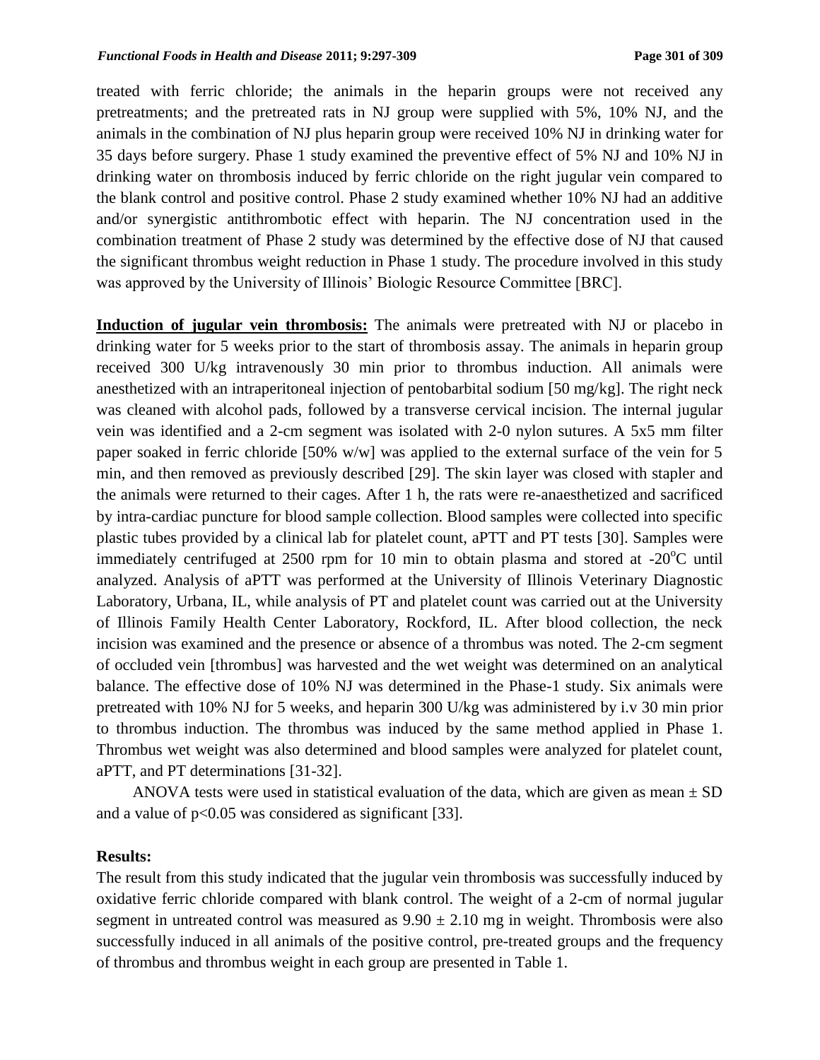treated with ferric chloride; the animals in the heparin groups were not received any pretreatments; and the pretreated rats in NJ group were supplied with 5%, 10% NJ, and the animals in the combination of NJ plus heparin group were received 10% NJ in drinking water for 35 days before surgery. Phase 1 study examined the preventive effect of 5% NJ and 10% NJ in drinking water on thrombosis induced by ferric chloride on the right jugular vein compared to the blank control and positive control. Phase 2 study examined whether 10% NJ had an additive and/or synergistic antithrombotic effect with heparin. The NJ concentration used in the combination treatment of Phase 2 study was determined by the effective dose of NJ that caused the significant thrombus weight reduction in Phase 1 study. The procedure involved in this study was approved by the University of Illinois' Biologic Resource Committee [BRC].

**Induction of jugular vein thrombosis:** The animals were pretreated with NJ or placebo in drinking water for 5 weeks prior to the start of thrombosis assay. The animals in heparin group received 300 U/kg intravenously 30 min prior to thrombus induction. All animals were anesthetized with an intraperitoneal injection of pentobarbital sodium [50 mg/kg]. The right neck was cleaned with alcohol pads, followed by a transverse cervical incision. The internal jugular vein was identified and a 2-cm segment was isolated with 2-0 nylon sutures. A 5x5 mm filter paper soaked in ferric chloride [50% w/w] was applied to the external surface of the vein for 5 min, and then removed as previously described [29]. The skin layer was closed with stapler and the animals were returned to their cages. After 1 h, the rats were re-anaesthetized and sacrificed by intra-cardiac puncture for blood sample collection. Blood samples were collected into specific plastic tubes provided by a clinical lab for platelet count, aPTT and PT tests [30]. Samples were immediately centrifuged at 2500 rpm for 10 min to obtain plasma and stored at -20$^{o}$C until analyzed. Analysis of aPTT was performed at the University of Illinois Veterinary Diagnostic Laboratory, Urbana, IL, while analysis of PT and platelet count was carried out at the University of Illinois Family Health Center Laboratory, Rockford, IL. After blood collection, the neck incision was examined and the presence or absence of a thrombus was noted. The 2-cm segment of occluded vein [thrombus] was harvested and the wet weight was determined on an analytical balance. The effective dose of 10% NJ was determined in the Phase-1 study. Six animals were pretreated with 10% NJ for 5 weeks, and heparin 300 U/kg was administered by i.v 30 min prior to thrombus induction. The thrombus was induced by the same method applied in Phase 1. Thrombus wet weight was also determined and blood samples were analyzed for platelet count, aPTT, and PT determinations [31-32].

ANOVA tests were used in statistical evaluation of the data, which are given as mean ± SD and a value of $p<0.05$ was considered as significant [33].

## Results:

The result from this study indicated that the jugular vein thrombosis was successfully induced by oxidative ferric chloride compared with blank control. The weight of a 2-cm of normal jugular segment in untreated control was measured as $9.90 \pm 2.10$ mg in weight. Thrombosis were also successfully induced in all animals of the positive control, pre-treated groups and the frequency of thrombus and thrombus weight in each group are presented in Table 1.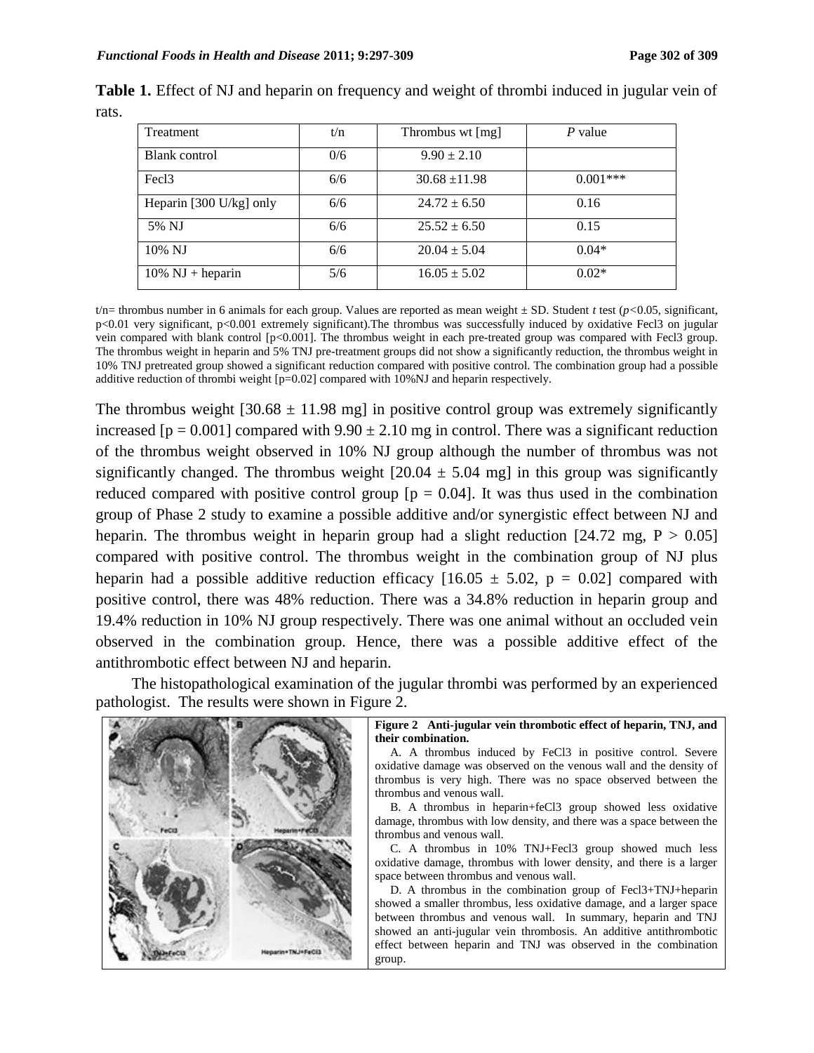**Table 1.** Effect of NJ and heparin on frequency and weight of thrombi induced in jugular vein of rats.

| Treatment | t/n | Thrombus wt [mg] | *P* value |
|---|---|---|---|
| Blank control | 0/6 | $9.90 \pm 2.10$ | |
| Fecl3 | 6/6 | $30.68 \pm 11.98$ | 0.001*** |
| Heparin [300 U/kg] only | 6/6 | $24.72 \pm 6.50$ | 0.16 |
| 5% NJ | 6/6 | $25.52 \pm 6.50$ | 0.15 |
| 10% NJ | 6/6 | $20.04 \pm 5.04$ | 0.04* |
| 10% NJ + heparin | 5/6 | $16.05 \pm 5.02$ | 0.02* |

t/n= thrombus number in 6 animals for each group. Values are reported as mean weight ± SD. Student *t* test ($p<0.05$, significant, $p<0.01$ very significant, $p<0.001$ extremely significant).The thrombus was successfully induced by oxidative Fecl3 on jugular vein compared with blank control [p<0.001]. The thrombus weight in each pre-treated group was compared with Fecl3 group. The thrombus weight in heparin and 5% TNJ pre-treatment groups did not show a significantly reduction, the thrombus weight in 10% TNJ pretreated group showed a significant reduction compared with positive control. The combination group had a possible additive reduction of thrombi weight [p=0.02] compared with 10%NJ and heparin respectively.

The thrombus weight [30.68 ± 11.98 mg] in positive control group was extremely significantly increased [p = 0.001] compared with 9.90 ± 2.10 mg in control. There was a significant reduction of the thrombus weight observed in 10% NJ group although the number of thrombus was not significantly changed. The thrombus weight [20.04 ± 5.04 mg] in this group was significantly reduced compared with positive control group [p = 0.04]. It was thus used in the combination group of Phase 2 study to examine a possible additive and/or synergistic effect between NJ and heparin. The thrombus weight in heparin group had a slight reduction [24.72 mg, P > 0.05] compared with positive control. The thrombus weight in the combination group of NJ plus heparin had a possible additive reduction efficacy [16.05 ± 5.02, p = 0.02] compared with positive control, there was 48% reduction. There was a 34.8% reduction in heparin group and 19.4% reduction in 10% NJ group respectively. There was one animal without an occluded vein observed in the combination group. Hence, there was a possible additive effect of the antithrombotic effect between NJ and heparin.

The histopathological examination of the jugular thrombi was performed by an experienced pathologist. The results were shown in Figure 2.

**Figure 2 Anti-jugular vein thrombotic effect of heparin, TNJ, and their combination.**

A. A thrombus induced by FeCl3 in positive control. Severe oxidative damage was observed on the venous wall and the density of thrombus is very high. There was no space observed between the thrombus and venous wall.

B. A thrombus in heparin+feCl3 group showed less oxidative damage, thrombus with low density, and there was a space between the thrombus and venous wall.

C. A thrombus in 10% TNJ+Fecl3 group showed much less oxidative damage, thrombus with lower density, and there is a larger space between thrombus and venous wall.

D. A thrombus in the combination group of Fecl3+TNJ+heparin showed a smaller thrombus, less oxidative damage, and a larger space between thrombus and venous wall. In summary, heparin and TNJ showed an anti-jugular vein thrombosis. An additive antithrombotic effect between heparin and TNJ was observed in the combination group.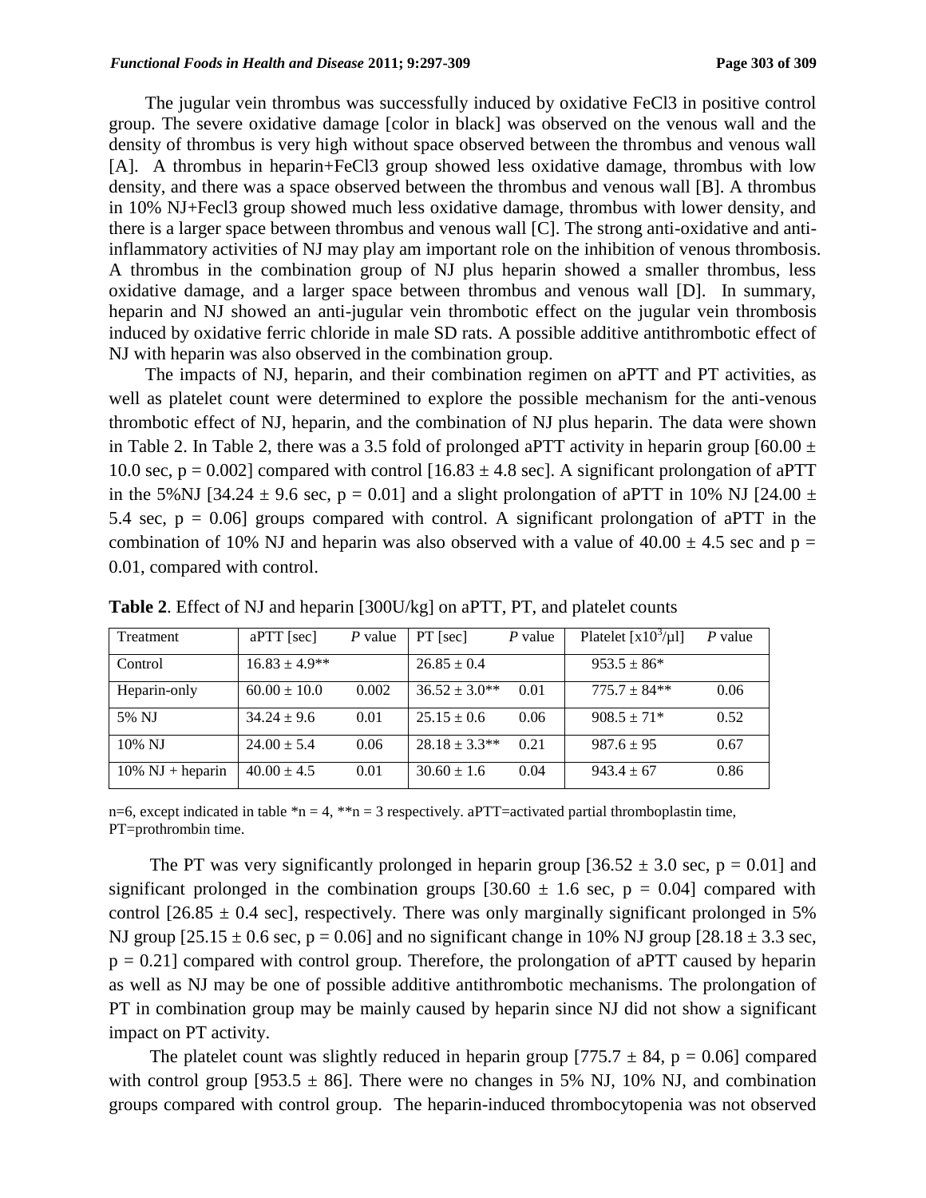The jugular vein thrombus was successfully induced by oxidative $FeCl_3$ in positive control group. The severe oxidative damage [color in black] was observed on the venous wall and the density of thrombus is very high without space observed between the thrombus and venous wall [A]. A thrombus in heparin+$FeCl_3$ group showed less oxidative damage, thrombus with low density, and there was a space observed between the thrombus and venous wall [B]. A thrombus in 10% NJ+Fecl3 group showed much less oxidative damage, thrombus with lower density, and there is a larger space between thrombus and venous wall [C]. The strong anti-oxidative and anti-inflammatory activities of NJ may play am important role on the inhibition of venous thrombosis. A thrombus in the combination group of NJ plus heparin showed a smaller thrombus, less oxidative damage, and a larger space between thrombus and venous wall [D]. In summary, heparin and NJ showed an anti-jugular vein thrombotic effect on the jugular vein thrombosis induced by oxidative ferric chloride in male SD rats. A possible additive antithrombotic effect of NJ with heparin was also observed in the combination group.

The impacts of NJ, heparin, and their combination regimen on aPTT and PT activities, as well as platelet count were determined to explore the possible mechanism for the anti-venous thrombotic effect of NJ, heparin, and the combination of NJ plus heparin. The data were shown in Table 2. In Table 2, there was a 3.5 fold of prolonged aPTT activity in heparin group [60.00 ± 10.0 sec, p = 0.002] compared with control [16.83 ± 4.8 sec]. A significant prolongation of aPTT in the 5%NJ [34.24 ± 9.6 sec, p = 0.01] and a slight prolongation of aPTT in 10% NJ [24.00 ± 5.4 sec, p = 0.06] groups compared with control. A significant prolongation of aPTT in the combination of 10% NJ and heparin was also observed with a value of 40.00 ± 4.5 sec and p = 0.01, compared with control.

**Table 2**. Effect of NJ and heparin [300U/kg] on aPTT, PT, and platelet counts

| Treatment | aPTT [sec] | *P* value | PT [sec] | *P* value | Platelet [$x10^3/\mu l$] | *P* value |
|---|---|---|---|---|---|---|
| Control | 16.83 ± 4.9** | | 26.85 ± 0.4 | | 953.5 ± 86* | |
| Heparin-only | 60.00 ± 10.0 | 0.002 | 36.52 ± 3.0** | 0.01 | 775.7 ± 84** | 0.06 |
| 5% NJ | 34.24 ± 9.6 | 0.01 | 25.15 ± 0.6 | 0.06 | 908.5 ± 71* | 0.52 |
| 10% NJ | 24.00 ± 5.4 | 0.06 | 28.18 ± 3.3** | 0.21 | 987.6 ± 95 | 0.67 |
| 10% NJ + heparin | 40.00 ± 4.5 | 0.01 | 30.60 ± 1.6 | 0.04 | 943.4 ± 67 | 0.86 |

n=6, except indicated in table *n = 4, **n = 3 respectively. aPTT=activated partial thromboplastin time, PT=prothrombin time.

The PT was very significantly prolonged in heparin group [36.52 ± 3.0 sec, p = 0.01] and significant prolonged in the combination groups [30.60 ± 1.6 sec, p = 0.04] compared with control [26.85 ± 0.4 sec], respectively. There was only marginally significant prolonged in 5% NJ group [25.15 ± 0.6 sec, p = 0.06] and no significant change in 10% NJ group [28.18 ± 3.3 sec, p = 0.21] compared with control group. Therefore, the prolongation of aPTT caused by heparin as well as NJ may be one of possible additive antithrombotic mechanisms. The prolongation of PT in combination group may be mainly caused by heparin since NJ did not show a significant impact on PT activity.

The platelet count was slightly reduced in heparin group [775.7 ± 84, p = 0.06] compared with control group [953.5 ± 86]. There were no changes in 5% NJ, 10% NJ, and combination groups compared with control group. The heparin-induced thrombocytopenia was not observed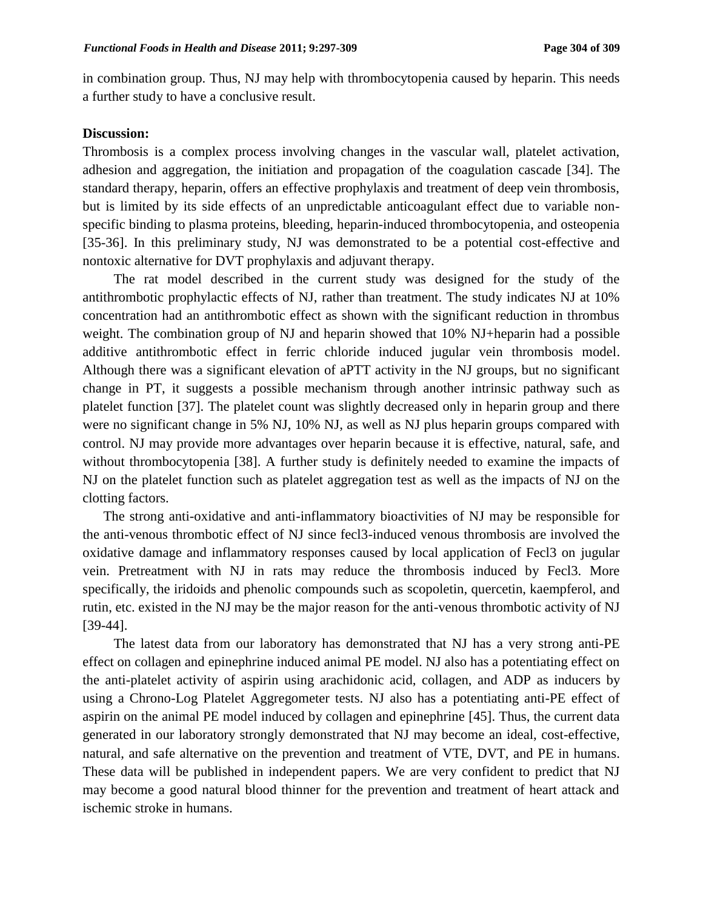in combination group. Thus, NJ may help with thrombocytopenia caused by heparin. This needs a further study to have a conclusive result.

**Discussion:**

Thrombosis is a complex process involving changes in the vascular wall, platelet activation, adhesion and aggregation, the initiation and propagation of the coagulation cascade [34]. The standard therapy, heparin, offers an effective prophylaxis and treatment of deep vein thrombosis, but is limited by its side effects of an unpredictable anticoagulant effect due to variable non-specific binding to plasma proteins, bleeding, heparin-induced thrombocytopenia, and osteopenia [35-36]. In this preliminary study, NJ was demonstrated to be a potential cost-effective and nontoxic alternative for DVT prophylaxis and adjuvant therapy.

The rat model described in the current study was designed for the study of the antithrombotic prophylactic effects of NJ, rather than treatment. The study indicates NJ at 10% concentration had an antithrombotic effect as shown with the significant reduction in thrombus weight. The combination group of NJ and heparin showed that 10% NJ+heparin had a possible additive antithrombotic effect in ferric chloride induced jugular vein thrombosis model. Although there was a significant elevation of aPTT activity in the NJ groups, but no significant change in PT, it suggests a possible mechanism through another intrinsic pathway such as platelet function [37]. The platelet count was slightly decreased only in heparin group and there were no significant change in 5% NJ, 10% NJ, as well as NJ plus heparin groups compared with control. NJ may provide more advantages over heparin because it is effective, natural, safe, and without thrombocytopenia [38]. A further study is definitely needed to examine the impacts of NJ on the platelet function such as platelet aggregation test as well as the impacts of NJ on the clotting factors.

The strong anti-oxidative and anti-inflammatory bioactivities of NJ may be responsible for the anti-venous thrombotic effect of NJ since fecl3-induced venous thrombosis are involved the oxidative damage and inflammatory responses caused by local application of Fecl3 on jugular vein. Pretreatment with NJ in rats may reduce the thrombosis induced by Fecl3. More specifically, the iridoids and phenolic compounds such as scopoletin, quercetin, kaempferol, and rutin, etc. existed in the NJ may be the major reason for the anti-venous thrombotic activity of NJ [39-44].

The latest data from our laboratory has demonstrated that NJ has a very strong anti-PE effect on collagen and epinephrine induced animal PE model. NJ also has a potentiating effect on the anti-platelet activity of aspirin using arachidonic acid, collagen, and ADP as inducers by using a Chrono-Log Platelet Aggregometer tests. NJ also has a potentiating anti-PE effect of aspirin on the animal PE model induced by collagen and epinephrine [45]. Thus, the current data generated in our laboratory strongly demonstrated that NJ may become an ideal, cost-effective, natural, and safe alternative on the prevention and treatment of VTE, DVT, and PE in humans. These data will be published in independent papers. We are very confident to predict that NJ may become a good natural blood thinner for the prevention and treatment of heart attack and ischemic stroke in humans.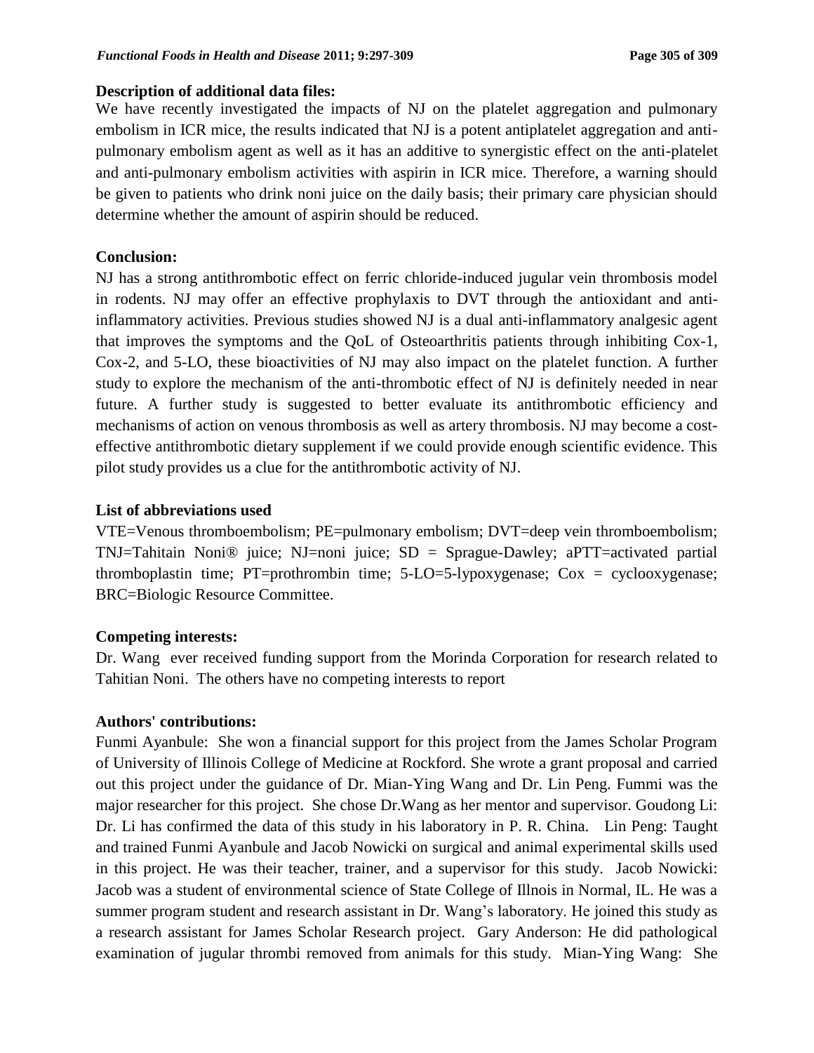**Description of additional data files:**

We have recently investigated the impacts of NJ on the platelet aggregation and pulmonary embolism in ICR mice, the results indicated that NJ is a potent antiplatelet aggregation and anti-pulmonary embolism agent as well as it has an additive to synergistic effect on the anti-platelet and anti-pulmonary embolism activities with aspirin in ICR mice. Therefore, a warning should be given to patients who drink noni juice on the daily basis; their primary care physician should determine whether the amount of aspirin should be reduced.

**Conclusion:**

NJ has a strong antithrombotic effect on ferric chloride-induced jugular vein thrombosis model in rodents. NJ may offer an effective prophylaxis to DVT through the antioxidant and anti-inflammatory activities. Previous studies showed NJ is a dual anti-inflammatory analgesic agent that improves the symptoms and the QoL of Osteoarthritis patients through inhibiting Cox-1, Cox-2, and 5-LO, these bioactivities of NJ may also impact on the platelet function. A further study to explore the mechanism of the anti-thrombotic effect of NJ is definitely needed in near future. A further study is suggested to better evaluate its antithrombotic efficiency and mechanisms of action on venous thrombosis as well as artery thrombosis. NJ may become a cost-effective antithrombotic dietary supplement if we could provide enough scientific evidence. This pilot study provides us a clue for the antithrombotic activity of NJ.

**List of abbreviations used**

VTE=Venous thromboembolism; PE=pulmonary embolism; DVT=deep vein thromboembolism; TNJ=Tahitain Noni® juice; NJ=noni juice; SD = Sprague-Dawley; aPTT=activated partial thromboplastin time; PT=prothrombin time; 5-LO=5-lypoxygenase; Cox = cyclooxygenase; BRC=Biologic Resource Committee.

**Competing interests:**

Dr. Wang ever received funding support from the Morinda Corporation for research related to Tahitian Noni. The others have no competing interests to report

**Authors' contributions:**

Funmi Ayanbule: She won a financial support for this project from the James Scholar Program of University of Illinois College of Medicine at Rockford. She wrote a grant proposal and carried out this project under the guidance of Dr. Mian-Ying Wang and Dr. Lin Peng. Fummi was the major researcher for this project. She chose Dr.Wang as her mentor and supervisor. Goudong Li: Dr. Li has confirmed the data of this study in his laboratory in P. R. China. Lin Peng: Taught and trained Funmi Ayanbule and Jacob Nowicki on surgical and animal experimental skills used in this project. He was their teacher, trainer, and a supervisor for this study. Jacob Nowicki: Jacob was a student of environmental science of State College of Illnois in Normal, IL. He was a summer program student and research assistant in Dr. Wang's laboratory. He joined this study as a research assistant for James Scholar Research project. Gary Anderson: He did pathological examination of jugular thrombi removed from animals for this study. Mian-Ying Wang: She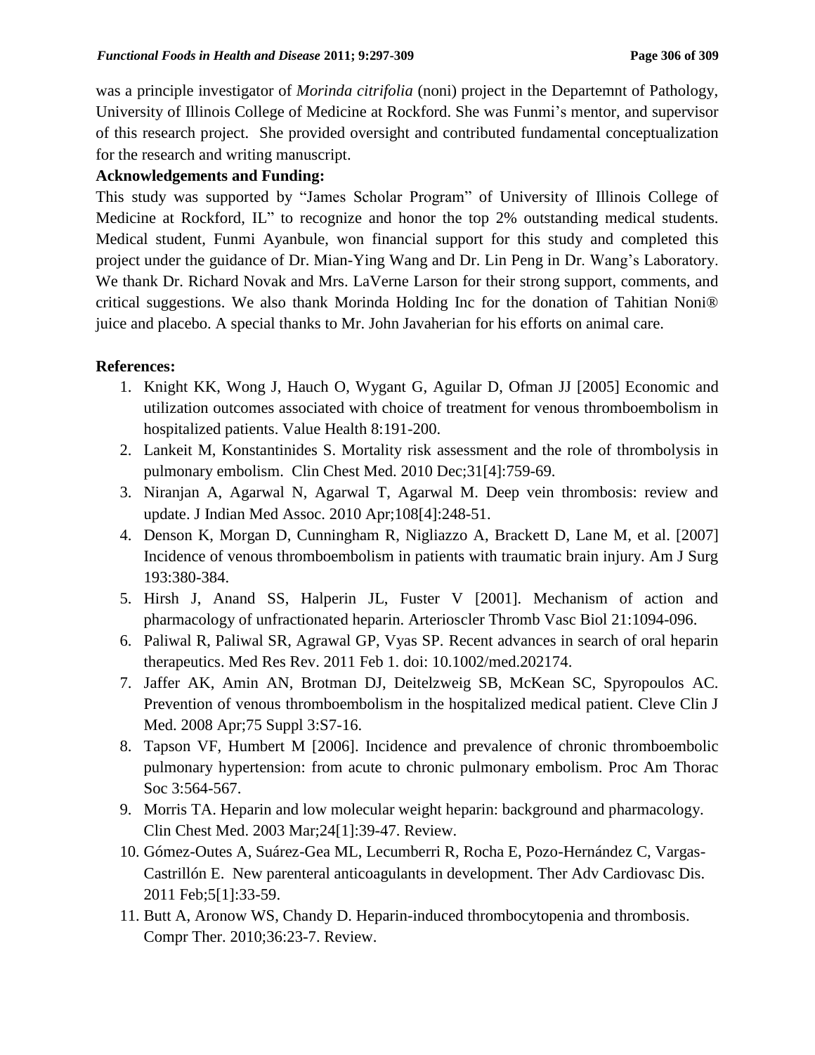was a principle investigator of *Morinda citrifolia* (noni) project in the Departemnt of Pathology, University of Illinois College of Medicine at Rockford. She was Funmi's mentor, and supervisor of this research project. She provided oversight and contributed fundamental conceptualization for the research and writing manuscript.

**Acknowledgements and Funding:**

This study was supported by "James Scholar Program" of University of Illinois College of Medicine at Rockford, IL" to recognize and honor the top 2% outstanding medical students. Medical student, Funmi Ayanbule, won financial support for this study and completed this project under the guidance of Dr. Mian-Ying Wang and Dr. Lin Peng in Dr. Wang's Laboratory. We thank Dr. Richard Novak and Mrs. LaVerne Larson for their strong support, comments, and critical suggestions. We also thank Morinda Holding Inc for the donation of Tahitian Noni® juice and placebo. A special thanks to Mr. John Javaherian for his efforts on animal care.

**References:**

1. Knight KK, Wong J, Hauch O, Wygant G, Aguilar D, Ofman JJ [2005] Economic and utilization outcomes associated with choice of treatment for venous thromboembolism in hospitalized patients. Value Health 8:191-200.
2. Lankeit M, Konstantinides S. Mortality risk assessment and the role of thrombolysis in pulmonary embolism. Clin Chest Med. 2010 Dec;31[4]:759-69.
3. Niranjan A, Agarwal N, Agarwal T, Agarwal M. Deep vein thrombosis: review and update. J Indian Med Assoc. 2010 Apr;108[4]:248-51.
4. Denson K, Morgan D, Cunningham R, Nigliazzo A, Brackett D, Lane M, et al. [2007] Incidence of venous thromboembolism in patients with traumatic brain injury. Am J Surg 193:380-384.
5. Hirsh J, Anand SS, Halperin JL, Fuster V [2001]. Mechanism of action and pharmacology of unfractionated heparin. Arterioscler Thromb Vasc Biol 21:1094-096.
6. Paliwal R, Paliwal SR, Agrawal GP, Vyas SP. Recent advances in search of oral heparin therapeutics. Med Res Rev. 2011 Feb 1. doi: 10.1002/med.202174.
7. Jaffer AK, Amin AN, Brotman DJ, Deitelzweig SB, McKean SC, Spyropoulos AC. Prevention of venous thromboembolism in the hospitalized medical patient. Cleve Clin J Med. 2008 Apr;75 Suppl 3:S7-16.
8. Tapson VF, Humbert M [2006]. Incidence and prevalence of chronic thromboembolic pulmonary hypertension: from acute to chronic pulmonary embolism. Proc Am Thorac Soc 3:564-567.
9. Morris TA. Heparin and low molecular weight heparin: background and pharmacology. Clin Chest Med. 2003 Mar;24[1]:39-47. Review.
10. Gómez-Outes A, Suárez-Gea ML, Lecumberri R, Rocha E, Pozo-Hernández C, Vargas-Castrillón E. New parenteral anticoagulants in development. Ther Adv Cardiovasc Dis. 2011 Feb;5[1]:33-59.
11. Butt A, Aronow WS, Chandy D. Heparin-induced thrombocytopenia and thrombosis. Compr Ther. 2010;36:23-7. Review.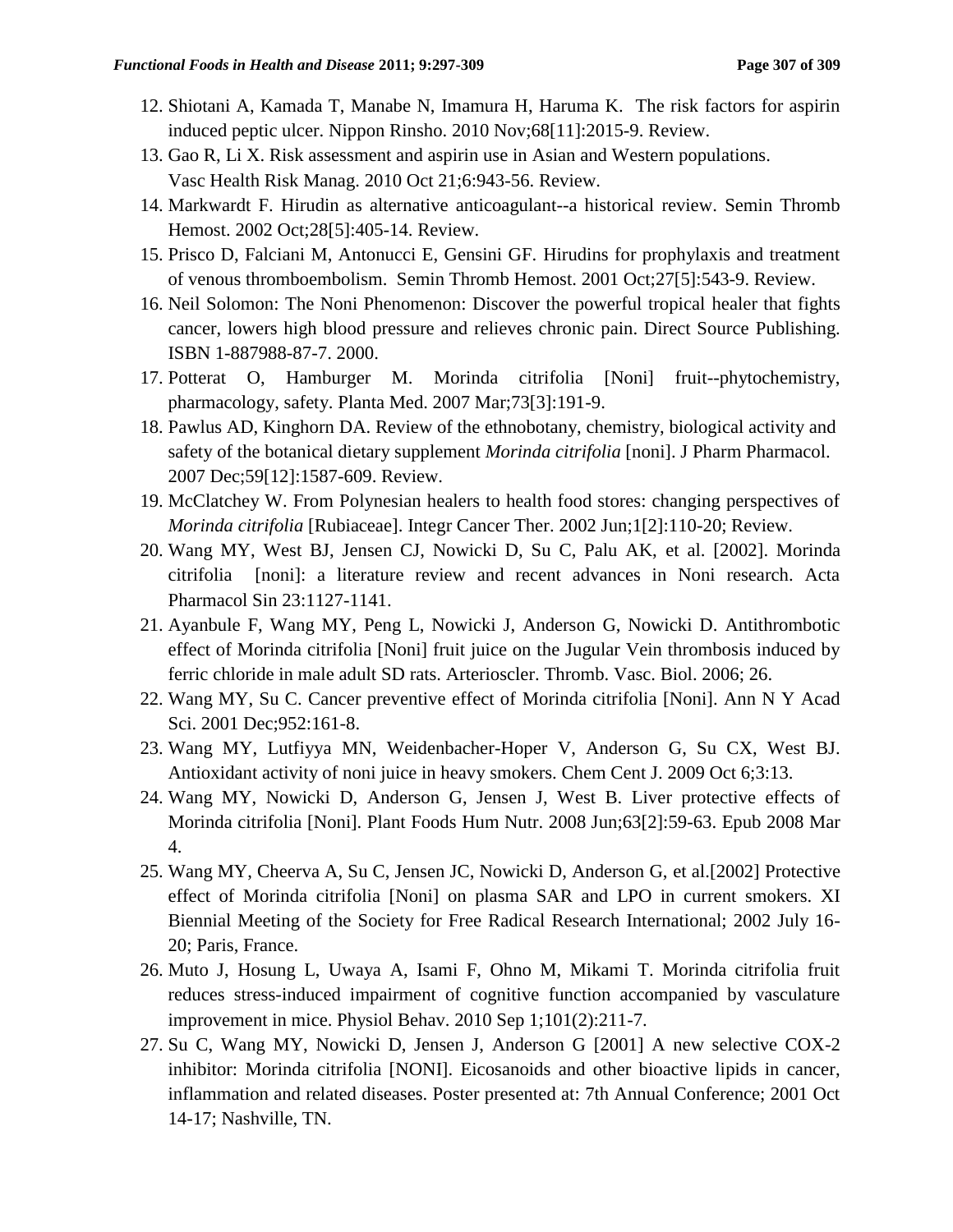12. Shiotani A, Kamada T, Manabe N, Imamura H, Haruma K. The risk factors for aspirin induced peptic ulcer. Nippon Rinsho. 2010 Nov;68[11]:2015-9. Review.
13. Gao R, Li X. Risk assessment and aspirin use in Asian and Western populations. Vasc Health Risk Manag. 2010 Oct 21;6:943-56. Review.
14. Markwardt F. Hirudin as alternative anticoagulant--a historical review. Semin Thromb Hemost. 2002 Oct;28[5]:405-14. Review.
15. Prisco D, Falciani M, Antonucci E, Gensini GF. Hirudins for prophylaxis and treatment of venous thromboembolism. Semin Thromb Hemost. 2001 Oct;27[5]:543-9. Review.
16. Neil Solomon: The Noni Phenomenon: Discover the powerful tropical healer that fights cancer, lowers high blood pressure and relieves chronic pain. Direct Source Publishing. ISBN 1-887988-87-7. 2000.
17. Potterat O, Hamburger M. Morinda citrifolia [Noni] fruit--phytochemistry, pharmacology, safety. Planta Med. 2007 Mar;73[3]:191-9.
18. Pawlus AD, Kinghorn DA. Review of the ethnobotany, chemistry, biological activity and safety of the botanical dietary supplement *Morinda citrifolia* [noni]. J Pharm Pharmacol. 2007 Dec;59[12]:1587-609. Review.
19. McClatchey W. From Polynesian healers to health food stores: changing perspectives of *Morinda citrifolia* [Rubiaceae]. Integr Cancer Ther. 2002 Jun;1[2]:110-20; Review.
20. Wang MY, West BJ, Jensen CJ, Nowicki D, Su C, Palu AK, et al. [2002]. Morinda citrifolia [noni]: a literature review and recent advances in Noni research. Acta Pharmacol Sin 23:1127-1141.
21. Ayanbule F, Wang MY, Peng L, Nowicki J, Anderson G, Nowicki D. Antithrombotic effect of Morinda citrifolia [Noni] fruit juice on the Jugular Vein thrombosis induced by ferric chloride in male adult SD rats. Arterioscler. Thromb. Vasc. Biol. 2006; 26.
22. Wang MY, Su C. Cancer preventive effect of Morinda citrifolia [Noni]. Ann N Y Acad Sci. 2001 Dec;952:161-8.
23. Wang MY, Lutfiyya MN, Weidenbacher-Hoper V, Anderson G, Su CX, West BJ. Antioxidant activity of noni juice in heavy smokers. Chem Cent J. 2009 Oct 6;3:13.
24. Wang MY, Nowicki D, Anderson G, Jensen J, West B. Liver protective effects of Morinda citrifolia [Noni]. Plant Foods Hum Nutr. 2008 Jun;63[2]:59-63. Epub 2008 Mar 4.
25. Wang MY, Cheerva A, Su C, Jensen JC, Nowicki D, Anderson G, et al.[2002] Protective effect of Morinda citrifolia [Noni] on plasma SAR and LPO in current smokers. XI Biennial Meeting of the Society for Free Radical Research International; 2002 July 16-20; Paris, France.
26. Muto J, Hosung L, Uwaya A, Isami F, Ohno M, Mikami T. Morinda citrifolia fruit reduces stress-induced impairment of cognitive function accompanied by vasculature improvement in mice. Physiol Behav. 2010 Sep 1;101(2):211-7.
27. Su C, Wang MY, Nowicki D, Jensen J, Anderson G [2001] A new selective COX-2 inhibitor: Morinda citrifolia [NONI]. Eicosanoids and other bioactive lipids in cancer, inflammation and related diseases. Poster presented at: 7th Annual Conference; 2001 Oct 14-17; Nashville, TN.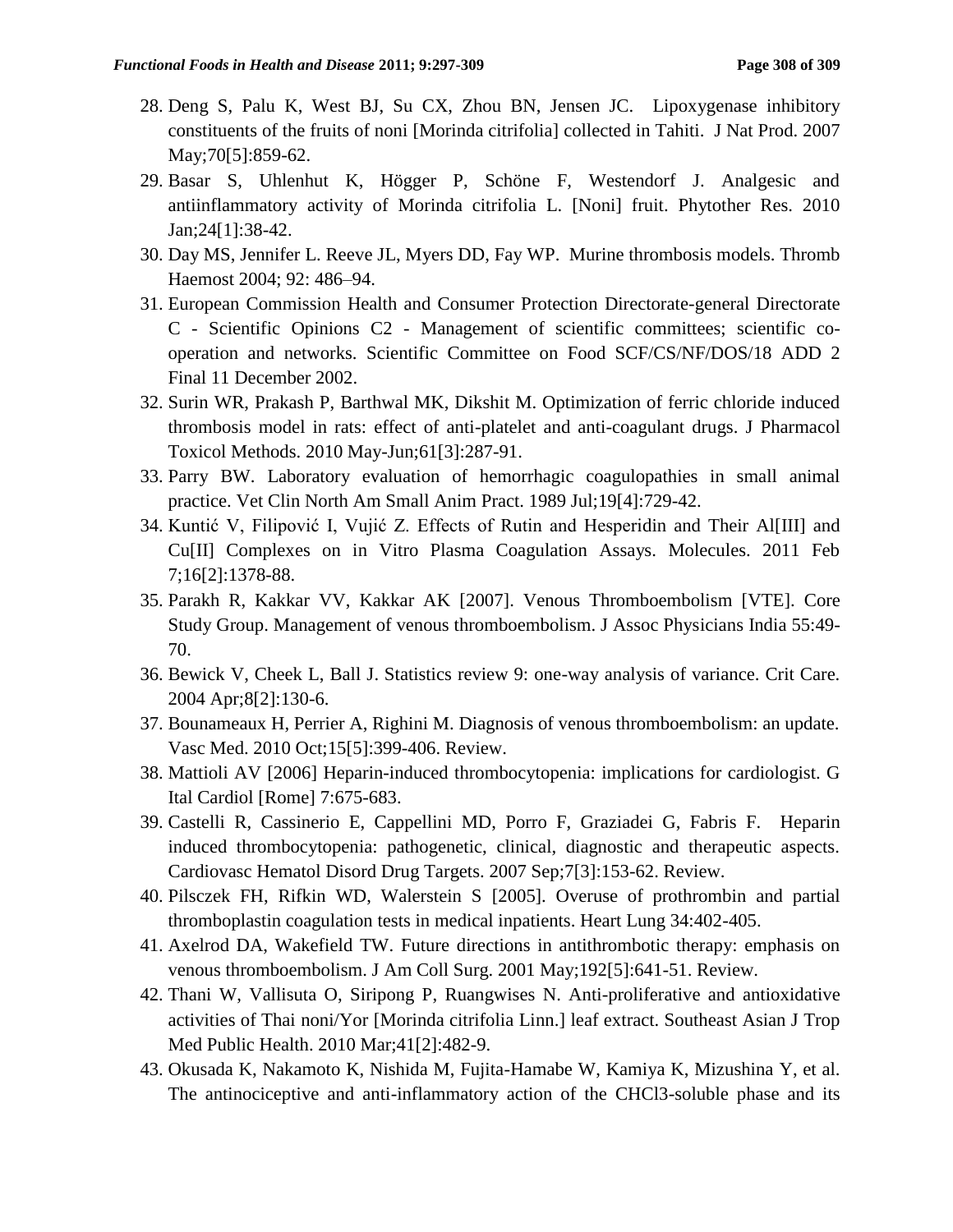28. Deng S, Palu K, West BJ, Su CX, Zhou BN, Jensen JC. Lipoxygenase inhibitory constituents of the fruits of noni [Morinda citrifolia] collected in Tahiti. J Nat Prod. 2007 May;70[5]:859-62.
29. Basar S, Uhlenhut K, Högger P, Schöne F, Westendorf J. Analgesic and antiinflammatory activity of Morinda citrifolia L. [Noni] fruit. Phytother Res. 2010 Jan;24[1]:38-42.
30. Day MS, Jennifer L. Reeve JL, Myers DD, Fay WP. Murine thrombosis models. Thromb Haemost 2004; 92: 486–94.
31. European Commission Health and Consumer Protection Directorate-general Directorate C - Scientific Opinions C2 - Management of scientific committees; scientific co-operation and networks. Scientific Committee on Food SCF/CS/NF/DOS/18 ADD 2 Final 11 December 2002.
32. Surin WR, Prakash P, Barthwal MK, Dikshit M. Optimization of ferric chloride induced thrombosis model in rats: effect of anti-platelet and anti-coagulant drugs. J Pharmacol Toxicol Methods. 2010 May-Jun;61[3]:287-91.
33. Parry BW. Laboratory evaluation of hemorrhagic coagulopathies in small animal practice. Vet Clin North Am Small Anim Pract. 1989 Jul;19[4]:729-42.
34. Kuntić V, Filipović I, Vujić Z. Effects of Rutin and Hesperidin and Their Al[III] and Cu[II] Complexes on in Vitro Plasma Coagulation Assays. Molecules. 2011 Feb 7;16[2]:1378-88.
35. Parakh R, Kakkar VV, Kakkar AK [2007]. Venous Thromboembolism [VTE]. Core Study Group. Management of venous thromboembolism. J Assoc Physicians India 55:49-70.
36. Bewick V, Cheek L, Ball J. Statistics review 9: one-way analysis of variance. Crit Care. 2004 Apr;8[2]:130-6.
37. Bounameaux H, Perrier A, Righini M. Diagnosis of venous thromboembolism: an update. Vasc Med. 2010 Oct;15[5]:399-406. Review.
38. Mattioli AV [2006] Heparin-induced thrombocytopenia: implications for cardiologist. G Ital Cardiol [Rome] 7:675-683.
39. Castelli R, Cassinerio E, Cappellini MD, Porro F, Graziadei G, Fabris F. Heparin induced thrombocytopenia: pathogenetic, clinical, diagnostic and therapeutic aspects. Cardiovasc Hematol Disord Drug Targets. 2007 Sep;7[3]:153-62. Review.
40. Pilsczek FH, Rifkin WD, Walerstein S [2005]. Overuse of prothrombin and partial thromboplastin coagulation tests in medical inpatients. Heart Lung 34:402-405.
41. Axelrod DA, Wakefield TW. Future directions in antithrombotic therapy: emphasis on venous thromboembolism. J Am Coll Surg. 2001 May;192[5]:641-51. Review.
42. Thani W, Vallisuta O, Siripong P, Ruangwises N. Anti-proliferative and antioxidative activities of Thai noni/Yor [Morinda citrifolia Linn.] leaf extract. Southeast Asian J Trop Med Public Health. 2010 Mar;41[2]:482-9.
43. Okusada K, Nakamoto K, Nishida M, Fujita-Hamabe W, Kamiya K, Mizushina Y, et al. The antinociceptive and anti-inflammatory action of the $CHCl_3$-soluble phase and its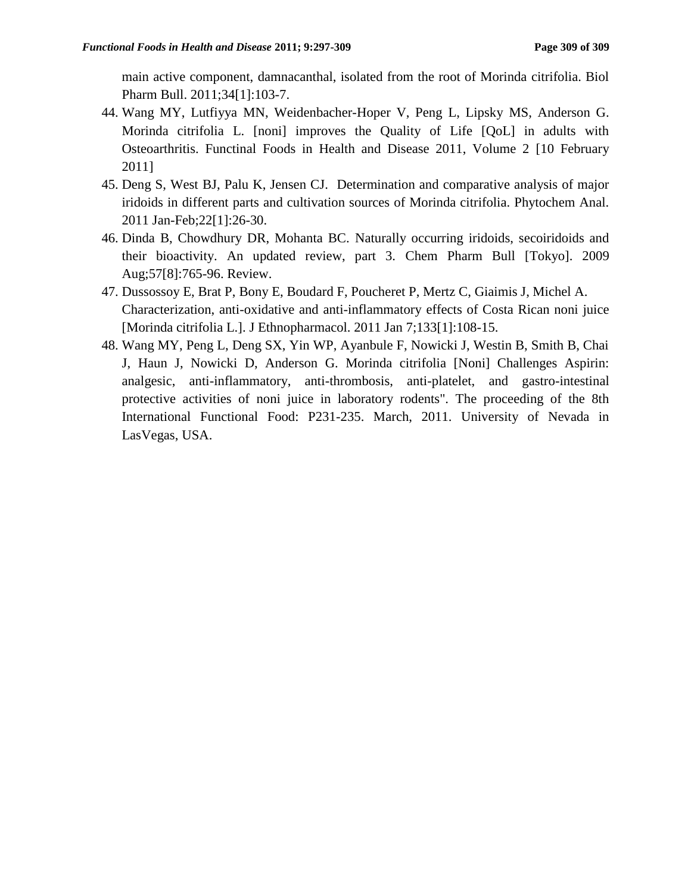main active component, damnacanthal, isolated from the root of Morinda citrifolia. Biol Pharm Bull. 2011;34[1]:103-7.

44. Wang MY, Lutfiyya MN, Weidenbacher-Hoper V, Peng L, Lipsky MS, Anderson G. Morinda citrifolia L. [noni] improves the Quality of Life [QoL] in adults with Osteoarthritis. Functinal Foods in Health and Disease 2011, Volume 2 [10 February 2011]
45. Deng S, West BJ, Palu K, Jensen CJ. Determination and comparative analysis of major iridoids in different parts and cultivation sources of Morinda citrifolia. Phytochem Anal. 2011 Jan-Feb;22[1]:26-30.
46. Dinda B, Chowdhury DR, Mohanta BC. Naturally occurring iridoids, secoiridoids and their bioactivity. An updated review, part 3. Chem Pharm Bull [Tokyo]. 2009 Aug;57[8]:765-96. Review.
47. Dussossoy E, Brat P, Bony E, Boudard F, Poucheret P, Mertz C, Giaimis J, Michel A. Characterization, anti-oxidative and anti-inflammatory effects of Costa Rican noni juice [Morinda citrifolia L.]. J Ethnopharmacol. 2011 Jan 7;133[1]:108-15.
48. Wang MY, Peng L, Deng SX, Yin WP, Ayanbule F, Nowicki J, Westin B, Smith B, Chai J, Haun J, Nowicki D, Anderson G. Morinda citrifolia [Noni] Challenges Aspirin: analgesic, anti-inflammatory, anti-thrombosis, anti-platelet, and gastro-intestinal protective activities of noni juice in laboratory rodents". The proceeding of the 8th International Functional Food: P231-235. March, 2011. University of Nevada in LasVegas, USA.